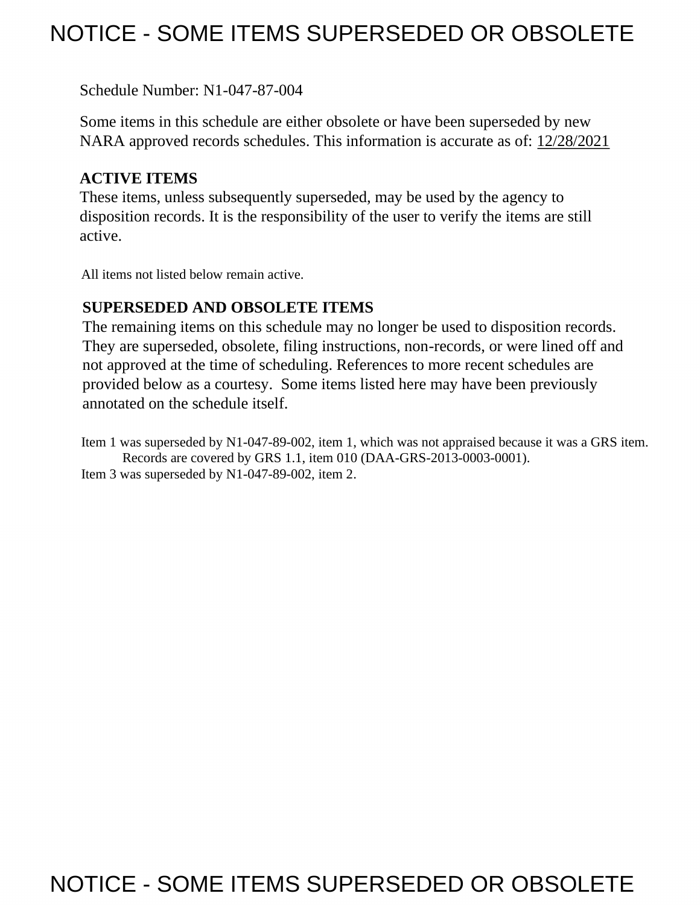# NOTICE - SOME ITEMS SUPERSEDED OR OBSOLETE

Schedule Number: N1-047-87-004

Some items in this schedule are either obsolete or have been superseded by new NARA approved records schedules. This information is accurate as of: 12/28/2021

**ACTIVE ITEMS**

These items, unless subsequently superseded, may be used by the agency to disposition records. It is the responsibility of the user to verify the items are still active.

All items not listed below remain active.

**SUPERSEDED AND OBSOLETE ITEMS**

The remaining items on this schedule may no longer be used to disposition records. They are superseded, obsolete, filing instructions, non-records, or were lined off and not approved at the time of scheduling. References to more recent schedules are provided below as a courtesy. Some items listed here may have been previously annotated on the schedule itself.

Item 1 was superseded by N1-047-89-002, item 1, which was not appraised because it was a GRS item. Records are covered by GRS 1.1, item 010 (DAA-GRS-2013-0003-0001).

Item 3 was superseded by N1-047-89-002, item 2.

NOTICE - SOME ITEMS SUPERSEDED OR OBSOLETE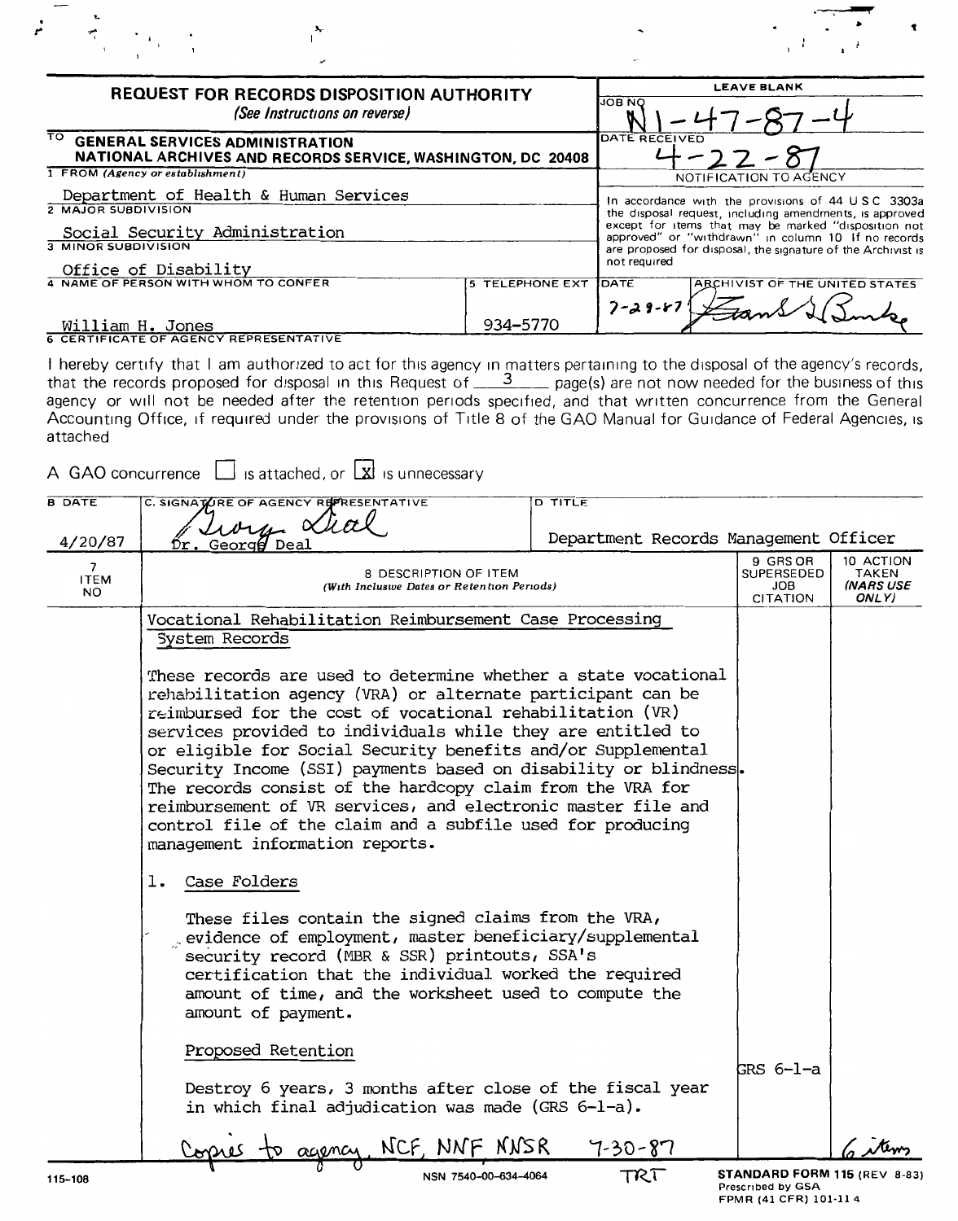**REQUEST FOR RECORDS DISPOSITION AUTHORITY**
*(See Instructions on reverse)*

| LEAVE BLANK |
|---|
| JOB NO: N1-47-87-4 |
| DATE RECEIVED: 4-22-87 |
| NOTIFICATION TO AGENCY |
| In accordance with the provisions of 44 U.S.C. 3303a the disposal request, including amendments, is approved except for items that may be marked "disposition not approved" or "withdrawn" in column 10. If no records are proposed for disposal, the signature of the Archivist is not required |
| DATE: 7-29-87 — ARCHIVIST OF THE UNITED STATES: Frank G. Burke |

TO: **GENERAL SERVICES ADMINISTRATION NATIONAL ARCHIVES AND RECORDS SERVICE, WASHINGTON, DC 20408**

1 FROM *(Agency or establishment)*: Department of Health & Human Services

2 MAJOR SUBDIVISION: Social Security Administration

3 MINOR SUBDIVISION: Office of Disability

4 NAME OF PERSON WITH WHOM TO CONFER: William H. Jones

5 TELEPHONE EXT: 934-5770

6 CERTIFICATE OF AGENCY REPRESENTATIVE

I hereby certify that I am authorized to act for this agency in matters pertaining to the disposal of the agency's records, that the records proposed for disposal in this Request of 3 page(s) are not now needed for the business of this agency or will not be needed after the retention periods specified, and that written concurrence from the General Accounting Office, if required under the provisions of Title 8 of the GAO Manual for Guidance of Federal Agencies, is attached

A GAO concurrence ☐ is attached, or ☒ is unnecessary

| B DATE | C. SIGNATURE OF AGENCY REPRESENTATIVE | D TITLE |
|---|---|---|
| 4/20/87 | Dr. George Deal | Department Records Management Officer |

| 7 ITEM NO | 8 DESCRIPTION OF ITEM (With Inclusive Dates or Retention Periods) | 9 GRS OR SUPERSEDED JOB CITATION | 10 ACTION TAKEN (NARS USE ONLY) |
|---|---|---|---|
| | Vocational Rehabilitation Reimbursement Case Processing System Records<br><br>These records are used to determine whether a state vocational rehabilitation agency (VRA) or alternate participant can be reimbursed for the cost of vocational rehabilitation (VR) services provided to individuals while they are entitled to or eligible for Social Security benefits and/or Supplemental Security Income (SSI) payments based on disability or blindness. The records consist of the hardcopy claim from the VRA for reimbursement of VR services, and electronic master file and control file of the claim and a subfile used for producing management information reports.<br><br>1. Case Folders<br><br>These files contain the signed claims from the VRA, evidence of employment, master beneficiary/supplemental security record (MBR & SSR) printouts, SSA's certification that the individual worked the required amount of time, and the worksheet used to compute the amount of payment.<br><br>Proposed Retention<br><br>Destroy 6 years, 3 months after close of the fiscal year in which final adjudication was made (GRS 6-1-a). | GRS 6-1-a | |
| | Copies to agency, NCF, NNF, NNSR 7-30-87 | | 6 items |

115-108 NSN 7540-00-634-4064 TRT **STANDARD FORM 115 (REV 8-83)** Prescribed by GSA FPMR (41 CFR) 101-11.4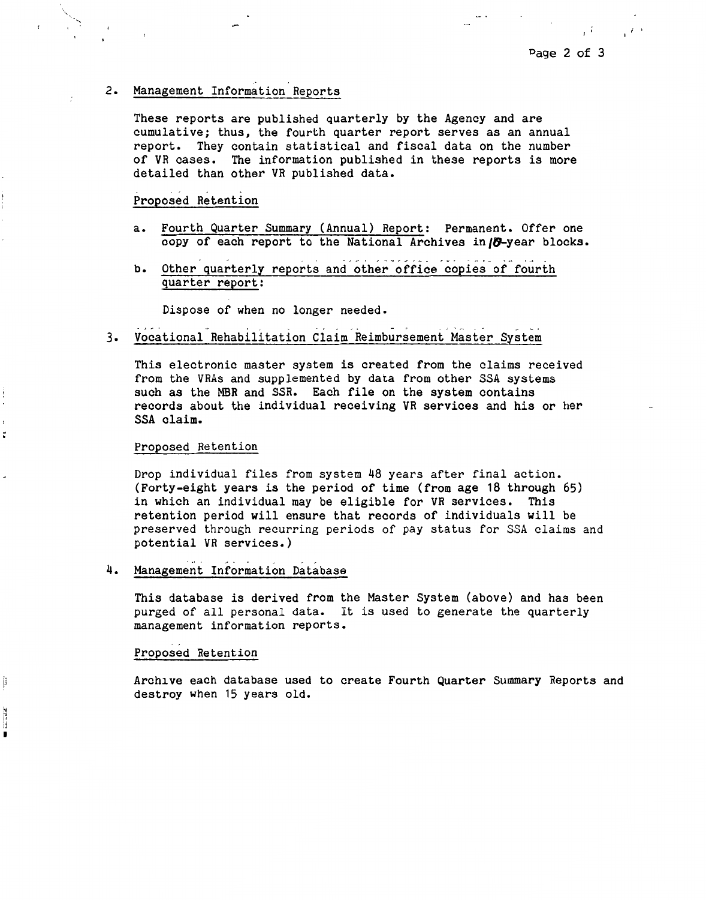2. Management Information Reports

These reports are published quarterly by the Agency and are cumulative; thus, the fourth quarter report serves as an annual report. They contain statistical and fiscal data on the number of VR cases. The information published in these reports is more detailed than other VR published data.

Proposed Retention

a. Fourth Quarter Summary (Annual) Report: Permanent. Offer one copy of each report to the National Archives in 10-year blocks.

b. Other quarterly reports and other office copies of fourth quarter report:

   Dispose of when no longer needed.

3. Vocational Rehabilitation Claim Reimbursement Master System

This electronic master system is created from the claims received from the VRAs and supplemented by data from other SSA systems such as the MBR and SSR. Each file on the system contains records about the individual receiving VR services and his or her SSA claim.

Proposed Retention

Drop individual files from system 48 years after final action. (Forty-eight years is the period of time (from age 18 through 65) in which an individual may be eligible for VR services. This retention period will ensure that records of individuals will be preserved through recurring periods of pay status for SSA claims and potential VR services.)

4. Management Information Database

This database is derived from the Master System (above) and has been purged of all personal data. It is used to generate the quarterly management information reports.

Proposed Retention

Archive each database used to create Fourth Quarter Summary Reports and destroy when 15 years old.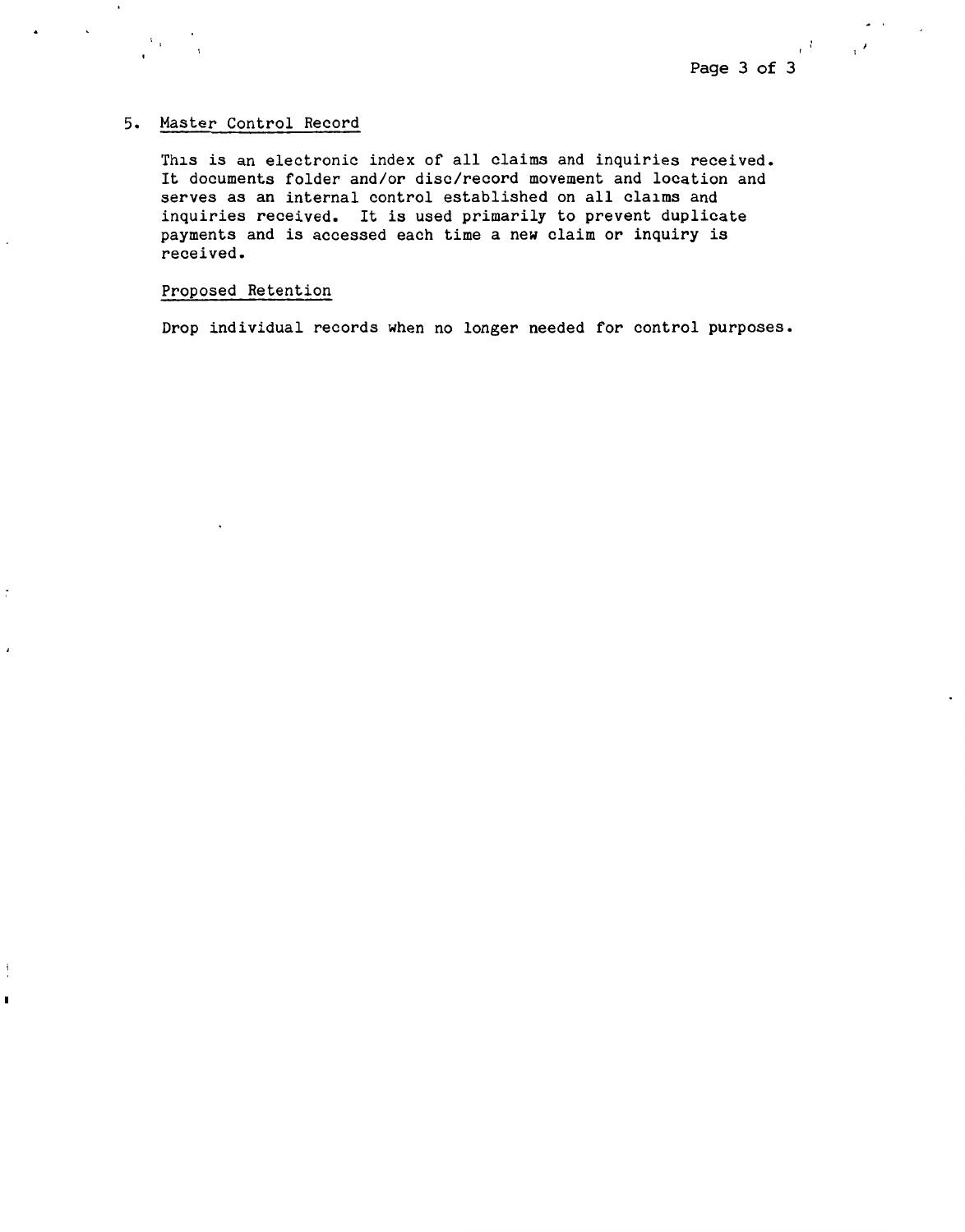5. <u>Master Control Record</u>

   This is an electronic index of all claims and inquiries received. It documents folder and/or disc/record movement and location and serves as an internal control established on all claims and inquiries received. It is used primarily to prevent duplicate payments and is accessed each time a new claim or inquiry is received.

   <u>Proposed Retention</u>

   Drop individual records when no longer needed for control purposes.